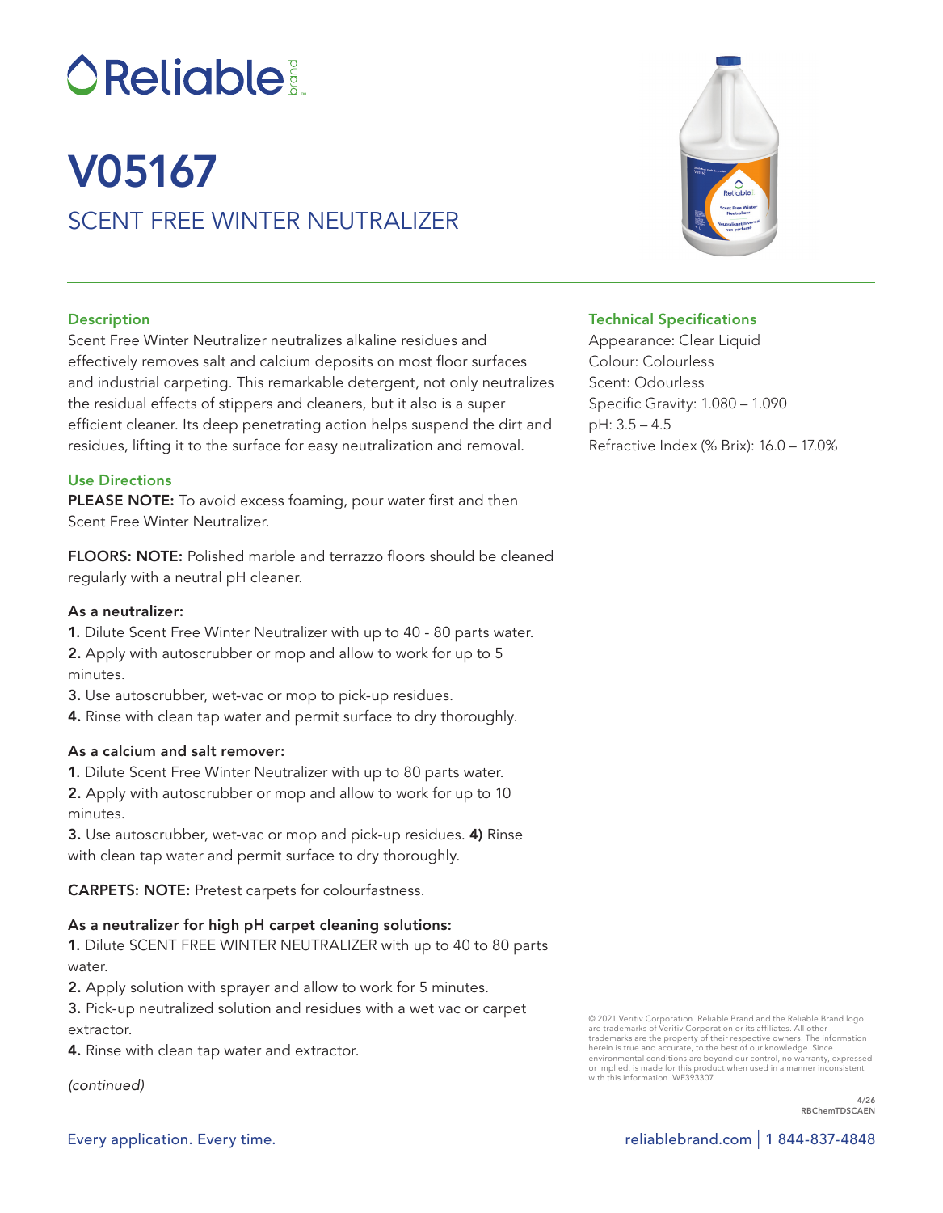# V05167

## SCENT FREE WINTER NEUTRALIZER

### Description

Scent Free Winter Neutralizer neutralizes alkaline residues and effectively removes salt and calcium deposits on most floor surfaces and industrial carpeting. This remarkable detergent, not only neutralizes the residual effects of stippers and cleaners, but it also is a super efficient cleaner. Its deep penetrating action helps suspend the dirt and residues, lifting it to the surface for easy neutralization and removal.

### Use Directions

**PLEASE NOTE:** To avoid excess foaming, pour water first and then Scent Free Winter Neutralizer.

**FLOORS: NOTE:** Polished marble and terrazzo floors should be cleaned regularly with a neutral pH cleaner.

**As a neutralizer:**

**1.** Dilute Scent Free Winter Neutralizer with up to 40 - 80 parts water.
**2.** Apply with autoscrubber or mop and allow to work for up to 5 minutes.
**3.** Use autoscrubber, wet-vac or mop to pick-up residues.
**4.** Rinse with clean tap water and permit surface to dry thoroughly.

**As a calcium and salt remover:**

**1.** Dilute Scent Free Winter Neutralizer with up to 80 parts water.
**2.** Apply with autoscrubber or mop and allow to work for up to 10 minutes.
**3.** Use autoscrubber, wet-vac or mop and pick-up residues. **4)** Rinse with clean tap water and permit surface to dry thoroughly.

**CARPETS: NOTE:** Pretest carpets for colourfastness.

**As a neutralizer for high pH carpet cleaning solutions:**

**1.** Dilute SCENT FREE WINTER NEUTRALIZER with up to 40 to 80 parts water.
**2.** Apply solution with sprayer and allow to work for 5 minutes.
**3.** Pick-up neutralized solution and residues with a wet vac or carpet extractor.
**4.** Rinse with clean tap water and extractor.

*(continued)*

### Technical Specifications

Appearance: Clear Liquid
Colour: Colourless
Scent: Odourless
Specific Gravity: 1.080 – 1.090
pH: 3.5 – 4.5
Refractive Index (% Brix): 16.0 – 17.0%

© 2021 Veritiv Corporation. Reliable Brand and the Reliable Brand logo are trademarks of Veritiv Corporation or its affiliates. All other trademarks are the property of their respective owners. The information herein is true and accurate, to the best of our knowledge. Since environmental conditions are beyond our control, no warranty, expressed or implied, is made for this product when used in a manner inconsistent with this information. WF393307

4/26
RBChemTDSCAEN

Every application. Every time.

reliablebrand.com | 1 844-837-4848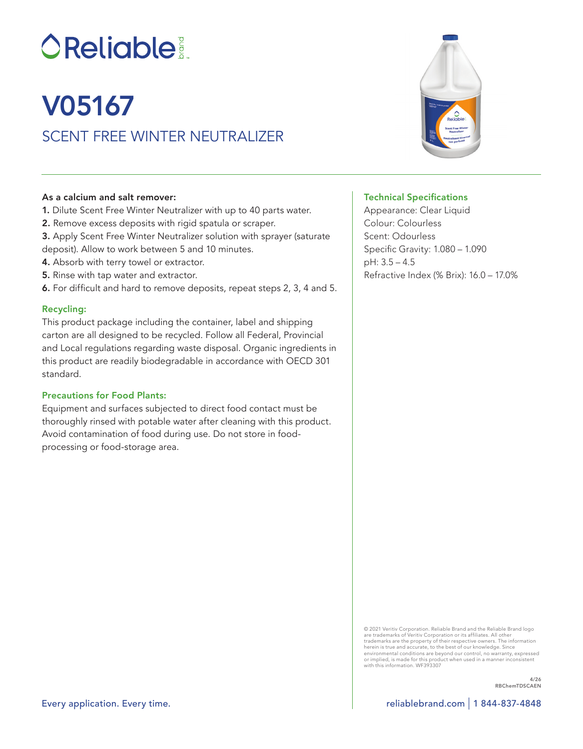# V05167

## SCENT FREE WINTER NEUTRALIZER

**As a calcium and salt remover:**

**1.** Dilute Scent Free Winter Neutralizer with up to 40 parts water.
**2.** Remove excess deposits with rigid spatula or scraper.
**3.** Apply Scent Free Winter Neutralizer solution with sprayer (saturate deposit). Allow to work between 5 and 10 minutes.
**4.** Absorb with terry towel or extractor.
**5.** Rinse with tap water and extractor.
**6.** For difficult and hard to remove deposits, repeat steps 2, 3, 4 and 5.

### Recycling:

This product package including the container, label and shipping carton are all designed to be recycled. Follow all Federal, Provincial and Local regulations regarding waste disposal. Organic ingredients in this product are readily biodegradable in accordance with OECD 301 standard.

### Precautions for Food Plants:

Equipment and surfaces subjected to direct food contact must be thoroughly rinsed with potable water after cleaning with this product. Avoid contamination of food during use. Do not store in food-processing or food-storage area.

### Technical Specifications

Appearance: Clear Liquid
Colour: Colourless
Scent: Odourless
Specific Gravity: 1.080 – 1.090
pH: 3.5 – 4.5
Refractive Index (% Brix): 16.0 – 17.0%

© 2021 Veritiv Corporation. Reliable Brand and the Reliable Brand logo are trademarks of Veritiv Corporation or its affiliates. All other trademarks are the property of their respective owners. The information herein is true and accurate, to the best of our knowledge. Since environmental conditions are beyond our control, no warranty, expressed or implied, is made for this product when used in a manner inconsistent with this information. WF393307

4/26
RBChemTDSCAEN

Every application. Every time.

reliablebrand.com | 1 844-837-4848